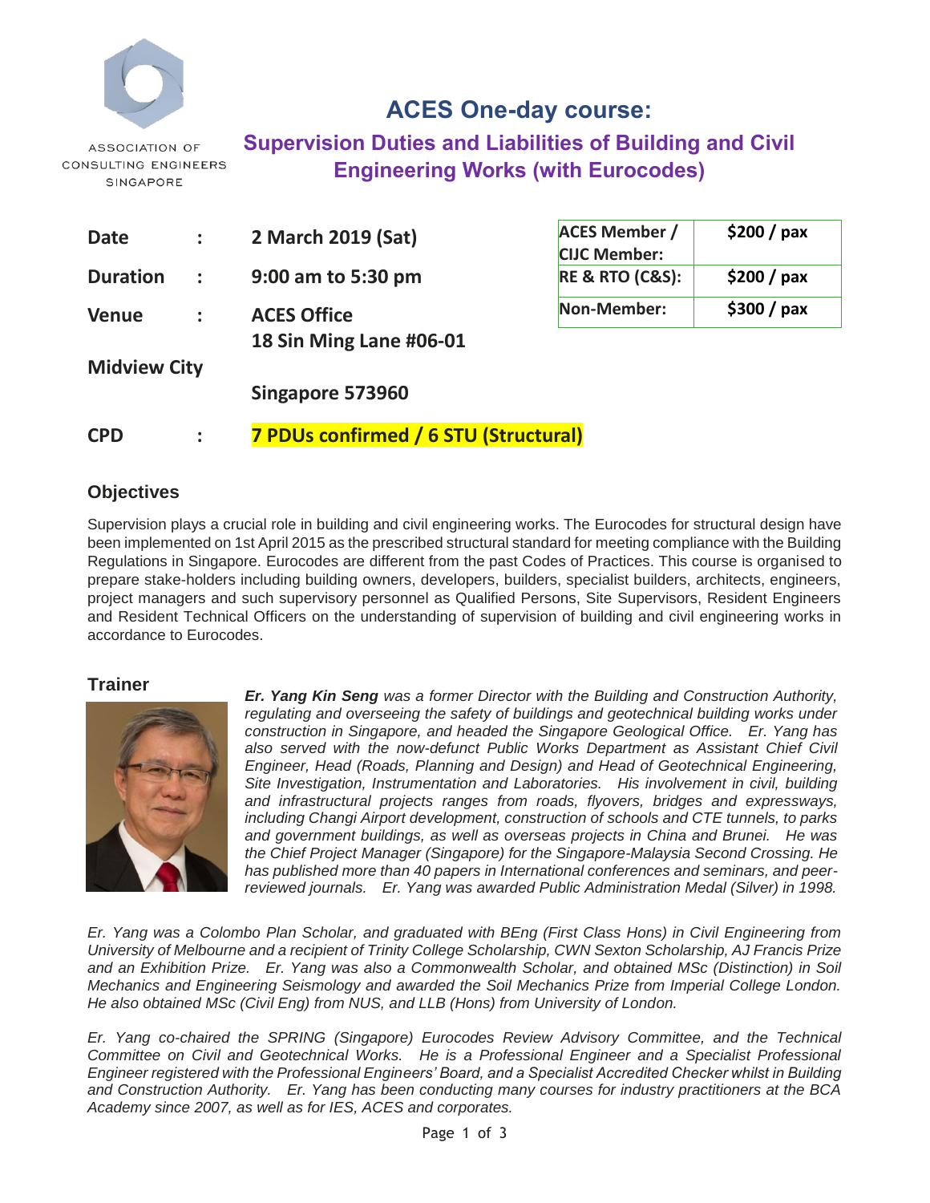ASSOCIATION OF CONSULTING ENGINEERS SINGAPORE

# ACES One-day course:

## Supervision Duties and Liabilities of Building and Civil Engineering Works (with Eurocodes)

**Date** : **2 March 2019 (Sat)**

**Duration** : **9:00 am to 5:30 pm**

**Venue** : **ACES Office**
**18 Sin Ming Lane #06-01**
**Midview City**
**Singapore 573960**

**CPD** : **7 PDUs confirmed / 6 STU (Structural)**

| | |
|---|---|
| **ACES Member / CIJC Member:** | **$200 / pax** |
| **RE & RTO (C&S):** | **$200 / pax** |
| **Non-Member:** | **$300 / pax** |

### Objectives

Supervision plays a crucial role in building and civil engineering works. The Eurocodes for structural design have been implemented on 1st April 2015 as the prescribed structural standard for meeting compliance with the Building Regulations in Singapore. Eurocodes are different from the past Codes of Practices. This course is organised to prepare stake-holders including building owners, developers, builders, specialist builders, architects, engineers, project managers and such supervisory personnel as Qualified Persons, Site Supervisors, Resident Engineers and Resident Technical Officers on the understanding of supervision of building and civil engineering works in accordance to Eurocodes.

### Trainer

***Er. Yang Kin Seng*** *was a former Director with the Building and Construction Authority, regulating and overseeing the safety of buildings and geotechnical building works under construction in Singapore, and headed the Singapore Geological Office. Er. Yang has also served with the now-defunct Public Works Department as Assistant Chief Civil Engineer, Head (Roads, Planning and Design) and Head of Geotechnical Engineering, Site Investigation, Instrumentation and Laboratories. His involvement in civil, building and infrastructural projects ranges from roads, flyovers, bridges and expressways, including Changi Airport development, construction of schools and CTE tunnels, to parks and government buildings, as well as overseas projects in China and Brunei. He was the Chief Project Manager (Singapore) for the Singapore-Malaysia Second Crossing. He has published more than 40 papers in International conferences and seminars, and peer-reviewed journals. Er. Yang was awarded Public Administration Medal (Silver) in 1998.*

*Er. Yang was a Colombo Plan Scholar, and graduated with BEng (First Class Hons) in Civil Engineering from University of Melbourne and a recipient of Trinity College Scholarship, CWN Sexton Scholarship, AJ Francis Prize and an Exhibition Prize. Er. Yang was also a Commonwealth Scholar, and obtained MSc (Distinction) in Soil Mechanics and Engineering Seismology and awarded the Soil Mechanics Prize from Imperial College London. He also obtained MSc (Civil Eng) from NUS, and LLB (Hons) from University of London.*

*Er. Yang co-chaired the SPRING (Singapore) Eurocodes Review Advisory Committee, and the Technical Committee on Civil and Geotechnical Works. He is a Professional Engineer and a Specialist Professional Engineer registered with the Professional Engineers' Board, and a Specialist Accredited Checker whilst in Building and Construction Authority. Er. Yang has been conducting many courses for industry practitioners at the BCA Academy since 2007, as well as for IES, ACES and corporates.*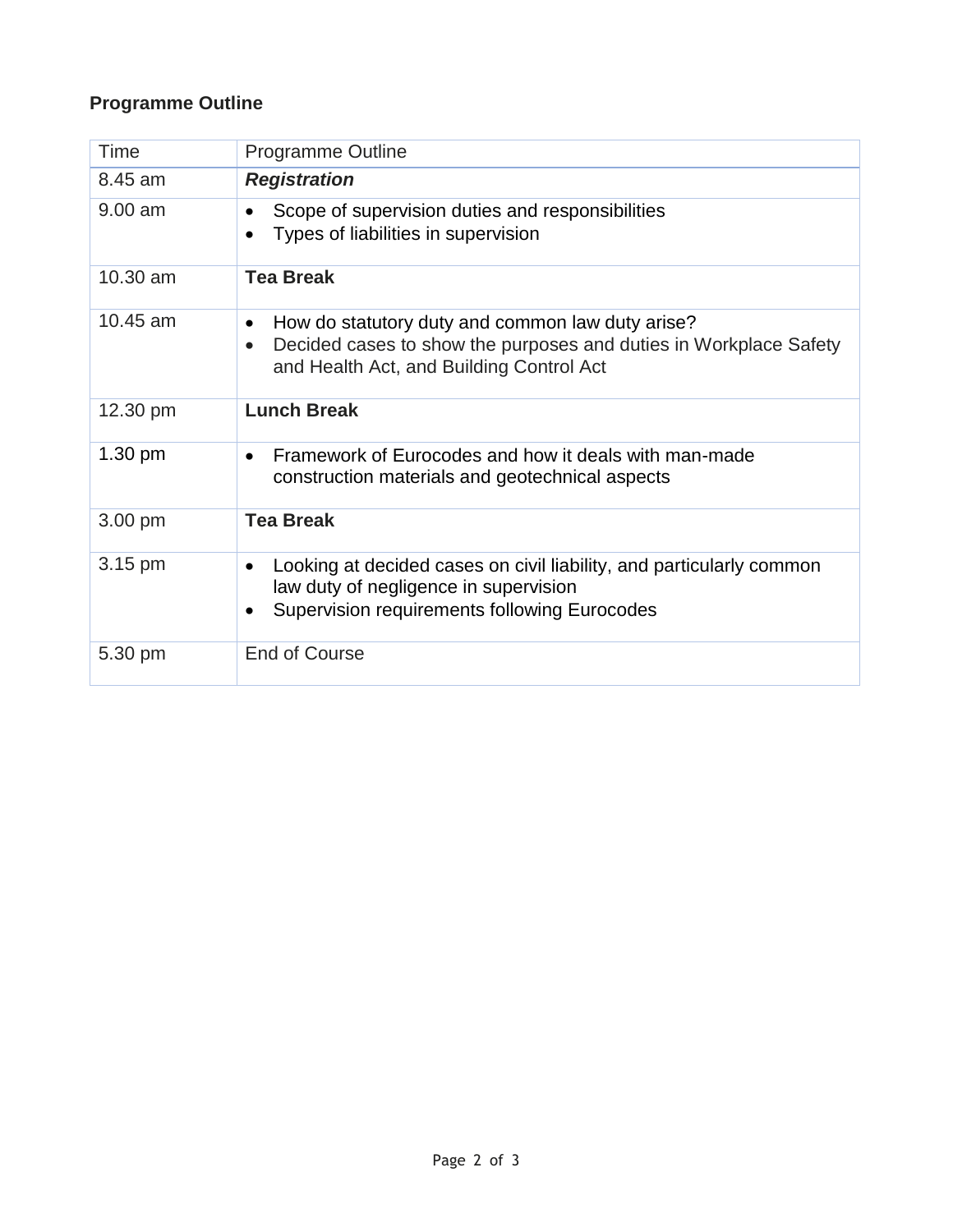**Programme Outline**

| Time | Programme Outline |
| --- | --- |
| 8.45 am | ***Registration*** |
| 9.00 am | • Scope of supervision duties and responsibilities<br>• Types of liabilities in supervision |
| 10.30 am | **Tea Break** |
| 10.45 am | • How do statutory duty and common law duty arise?<br>• Decided cases to show the purposes and duties in Workplace Safety and Health Act, and Building Control Act |
| 12.30 pm | **Lunch Break** |
| 1.30 pm | • Framework of Eurocodes and how it deals with man-made construction materials and geotechnical aspects |
| 3.00 pm | **Tea Break** |
| 3.15 pm | • Looking at decided cases on civil liability, and particularly common law duty of negligence in supervision<br>• Supervision requirements following Eurocodes |
| 5.30 pm | End of Course |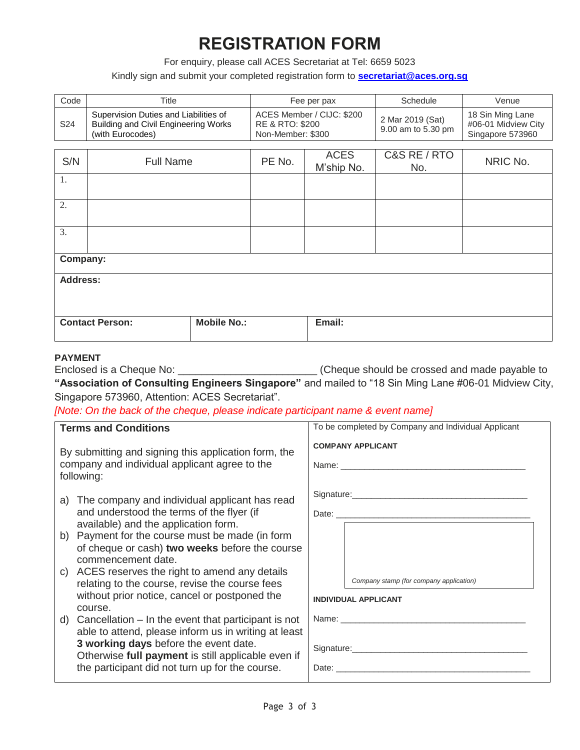# REGISTRATION FORM

For enquiry, please call ACES Secretariat at Tel: 6659 5023

Kindly sign and submit your completed registration form to **secretariat@aces.org.sg**

| Code | Title | Fee per pax | Schedule | Venue |
|---|---|---|---|---|
| S24 | Supervision Duties and Liabilities of Building and Civil Engineering Works (with Eurocodes) | ACES Member / CIJC: $200<br>RE & RTO: $200<br>Non-Member: $300 | 2 Mar 2019 (Sat)<br>9.00 am to 5.30 pm | 18 Sin Ming Lane<br>#06-01 Midview City<br>Singapore 573960 |

| S/N | Full Name | PE No. | ACES M'ship No. | C&S RE / RTO No. | NRIC No. |
|---|---|---|---|---|---|
| 1. | | | | | |
| 2. | | | | | |
| 3. | | | | | |

**Company:**

**Address:**

**Contact Person:** | **Mobile No.:** | **Email:**

**PAYMENT**

Enclosed is a Cheque No: _______________________ (Cheque should be crossed and made payable to **"Association of Consulting Engineers Singapore"** and mailed to "18 Sin Ming Lane #06-01 Midview City, Singapore 573960, Attention: ACES Secretariat".

*[Note: On the back of the cheque, please indicate participant name & event name]*

**Terms and Conditions**

By submitting and signing this application form, the company and individual applicant agree to the following:

a) The company and individual applicant has read and understood the terms of the flyer (if available) and the application form.
b) Payment for the course must be made (in form of cheque or cash) **two weeks** before the course commencement date.
c) ACES reserves the right to amend any details relating to the course, revise the course fees without prior notice, cancel or postponed the course.
d) Cancellation – In the event that participant is not able to attend, please inform us in writing at least **3 working days** before the event date. Otherwise **full payment** is still applicable even if the participant did not turn up for the course.

To be completed by Company and Individual Applicant

**COMPANY APPLICANT**

Name: ______________________________________

Signature: ______________________________________

Date: ______________________________________

*Company stamp (for company application)*

**INDIVIDUAL APPLICANT**

Name: ______________________________________

Signature: ______________________________________

Date: ______________________________________